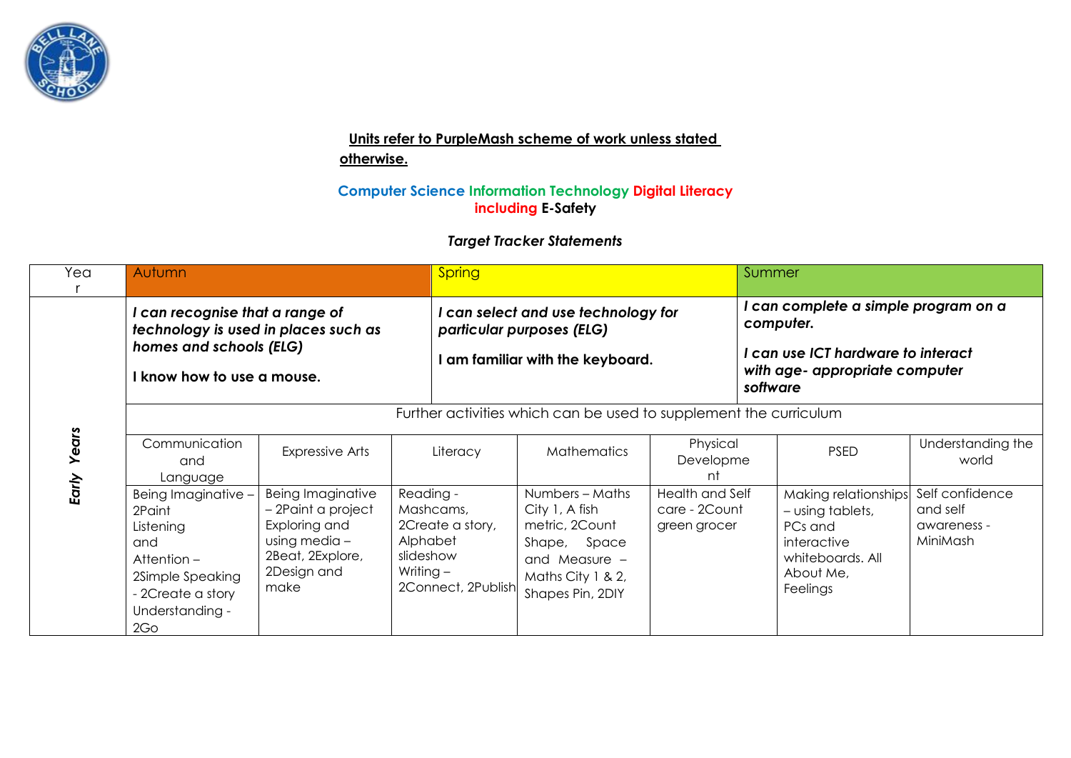**Units refer to PurpleMash scheme of work unless stated otherwise.**

**Computer Science Information Technology Digital Literacy including E-Safety**

***Target Tracker Statements***

| Year | Autumn | | Spring | | | Summer | |
|---|---|---|---|---|---|---|---|
| Early Years | ***I can recognise that a range of technology is used in places such as homes and schools (ELG)*** **I know how to use a mouse.** | | ***I can select and use technology for particular purposes (ELG)*** **I am familiar with the keyboard.** | | | ***I can complete a simple program on a computer.*** ***I can use ICT hardware to interact with age- appropriate computer software*** | |
| | Further activities which can be used to supplement the curriculum | | | | | | |
| | Communication and Language | Expressive Arts | Literacy | Mathematics | Physical Development | PSED | Understanding the world |
| | Being Imaginative – 2Paint Listening and Attention – 2Simple Speaking - 2Create a story Understanding - 2Go | Being Imaginative – 2Paint a project Exploring and using media – 2Beat, 2Explore, 2Design and make | Reading - Mashcams, 2Create a story, Alphabet slideshow Writing – 2Connect, 2Publish | Numbers – Maths City 1, A fish metric, 2Count Shape, Space and Measure – Maths City 1 & 2, Shapes Pin, 2DIY | Health and Self care - 2Count green grocer | Making relationships – using tablets, PCs and interactive whiteboards. All About Me, Feelings | Self confidence and self awareness - MiniMash |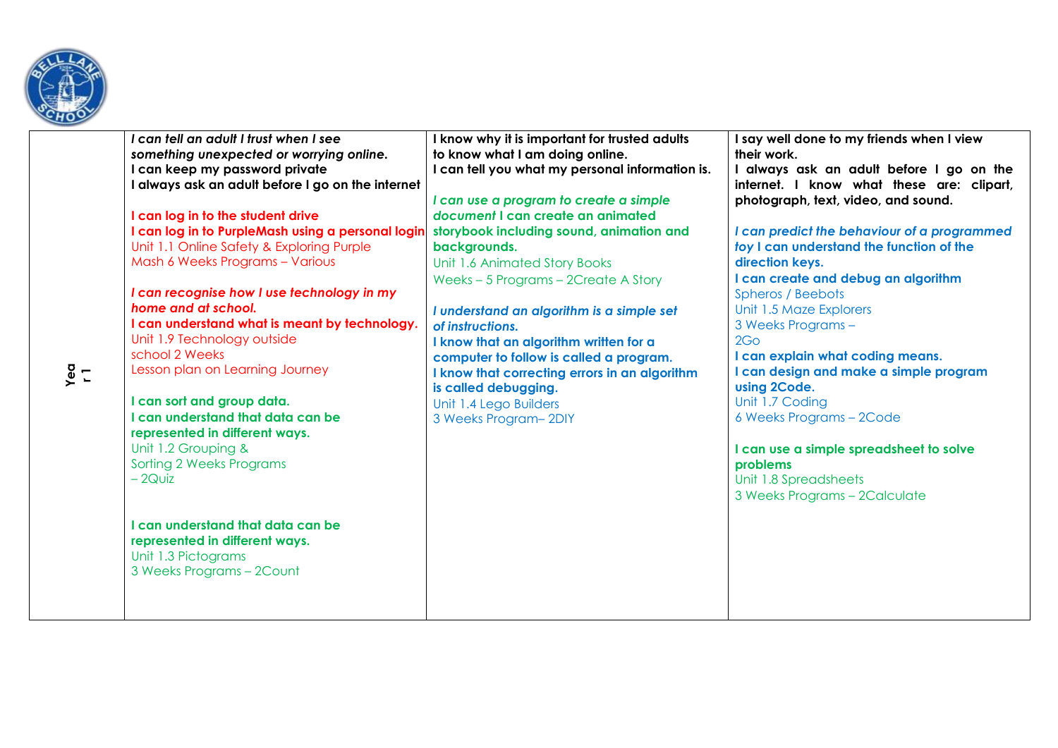| Year 1 | | | |
|---|---|---|---|
| Year 1 | ***I can tell an adult I trust when I see something unexpected or worrying online.*** **I can keep my password private** **I always ask an adult before I go on the internet**<br><br>**I can log in to the student drive** **I can log in to PurpleMash using a personal login** Unit 1.1 Online Safety & Exploring Purple Mash 6 Weeks Programs – Various<br><br>***I can recognise how I use technology in my home and at school.*** **I can understand what is meant by technology.** Unit 1.9 Technology outside school 2 Weeks Lesson plan on Learning Journey<br><br>**I can sort and group data.** **I can understand that data can be represented in different ways.** Unit 1.2 Grouping & Sorting 2 Weeks Programs – 2Quiz<br><br>**I can understand that data can be represented in different ways.** Unit 1.3 Pictograms 3 Weeks Programs – 2Count | **I know why it is important for trusted adults to know what I am doing online.** **I can tell you what my personal information is.**<br><br>***I can use a program to create a simple document*** **I can create an animated storybook including sound, animation and backgrounds.** Unit 1.6 Animated Story Books Weeks – 5 Programs – 2Create A Story<br><br>***I understand an algorithm is a simple set of instructions.*** **I know that an algorithm written for a computer to follow is called a program.** **I know that correcting errors in an algorithm is called debugging.** Unit 1.4 Lego Builders 3 Weeks Program– 2DIY | **I say well done to my friends when I view their work.** **I always ask an adult before I go on the internet. I know what these are: clipart, photograph, text, video, and sound.**<br><br>***I can predict the behaviour of a programmed toy*** **I can understand the function of the direction keys.** **I can create and debug an algorithm** Spheros / Beebots Unit 1.5 Maze Explorers 3 Weeks Programs – 2Go **I can explain what coding means.** **I can design and make a simple program using 2Code.** Unit 1.7 Coding 6 Weeks Programs – 2Code<br><br>**I can use a simple spreadsheet to solve problems** Unit 1.8 Spreadsheets 3 Weeks Programs – 2Calculate |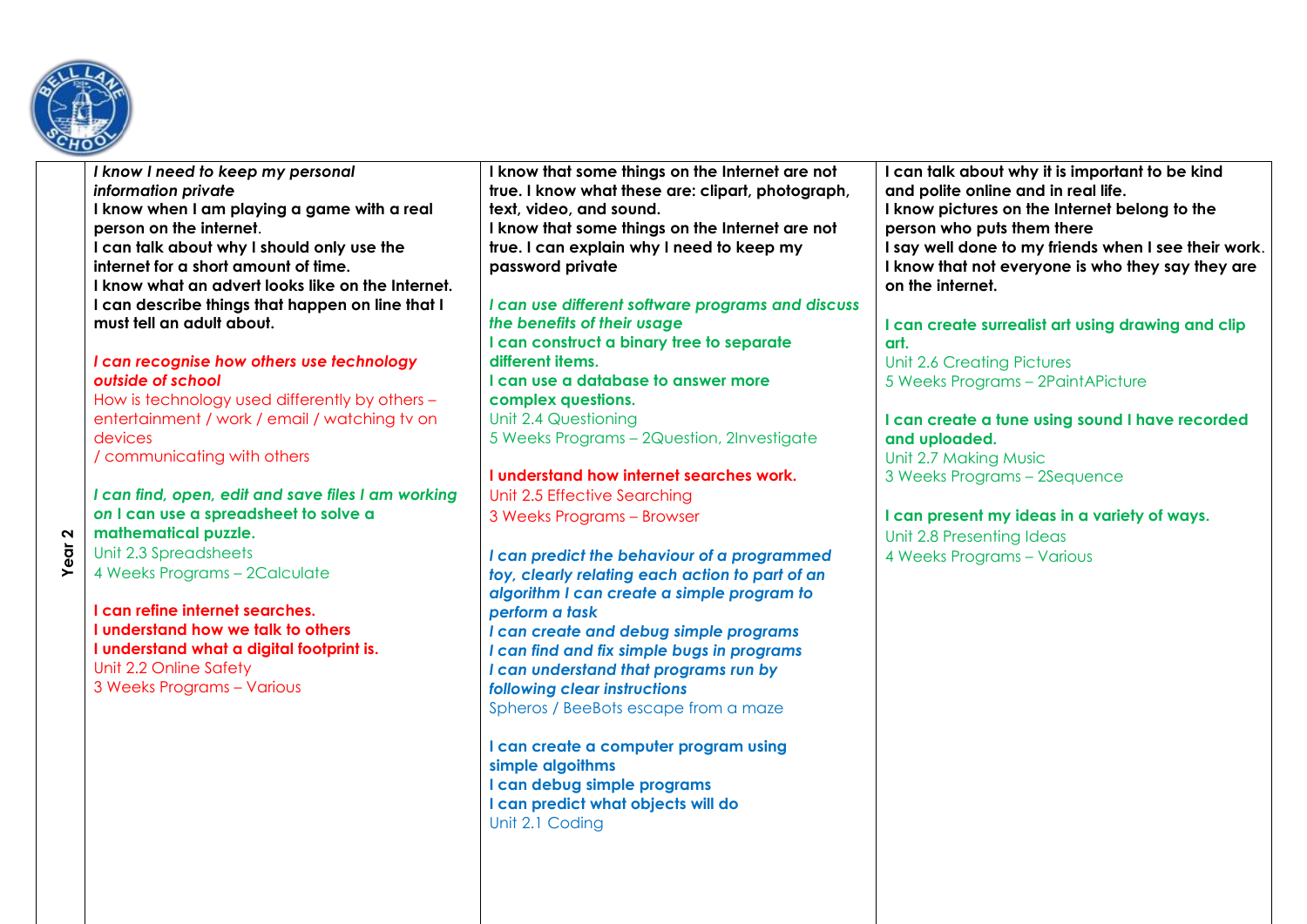| | | | |
|---|---|---|---|
| **Year 2** | ***I know I need to keep my personal information private***<br>**I know when I am playing a game with a real person on the internet.**<br>**I can talk about why I should only use the internet for a short amount of time.**<br>**I know what an advert looks like on the Internet.**<br>**I can describe things that happen on line that I must tell an adult about.**<br><br>***I can recognise how others use technology outside of school***<br>How is technology used differently by others – entertainment / work / email / watching tv on devices / communicating with others<br><br>***I can find, open, edit and save files I am working on*** **I can use a spreadsheet to solve a mathematical puzzle.**<br>Unit 2.3 Spreadsheets<br>4 Weeks Programs – 2Calculate<br><br>**I can refine internet searches.**<br>**I understand how we talk to others**<br>**I understand what a digital footprint is.**<br>Unit 2.2 Online Safety<br>3 Weeks Programs – Various | **I know that some things on the Internet are not true. I know what these are: clipart, photograph, text, video, and sound.**<br>**I know that some things on the Internet are not true. I can explain why I need to keep my password private**<br><br>***I can use different software programs and discuss the benefits of their usage***<br>**I can construct a binary tree to separate different items.**<br>**I can use a database to answer more complex questions.**<br>Unit 2.4 Questioning<br>5 Weeks Programs – 2Question, 2Investigate<br><br>**I understand how internet searches work.**<br>Unit 2.5 Effective Searching<br>3 Weeks Programs – Browser<br><br>***I can predict the behaviour of a programmed toy, clearly relating each action to part of an algorithm I can create a simple program to perform a task***<br>***I can create and debug simple programs***<br>***I can find and fix simple bugs in programs***<br>***I can understand that programs run by following clear instructions***<br>Spheros / BeeBots escape from a maze<br><br>**I can create a computer program using simple algoithms**<br>**I can debug simple programs**<br>**I can predict what objects will do**<br>Unit 2.1 Coding | **I can talk about why it is important to be kind and polite online and in real life.**<br>**I know pictures on the Internet belong to the person who puts them there**<br>**I say well done to my friends when I see their work.**<br>**I know that not everyone is who they say they are on the internet.**<br><br>**I can create surrealist art using drawing and clip art.**<br>Unit 2.6 Creating Pictures<br>5 Weeks Programs – 2PaintAPicture<br><br>**I can create a tune using sound I have recorded and uploaded.**<br>Unit 2.7 Making Music<br>3 Weeks Programs – 2Sequence<br><br>**I can present my ideas in a variety of ways.**<br>Unit 2.8 Presenting Ideas<br>4 Weeks Programs – Various |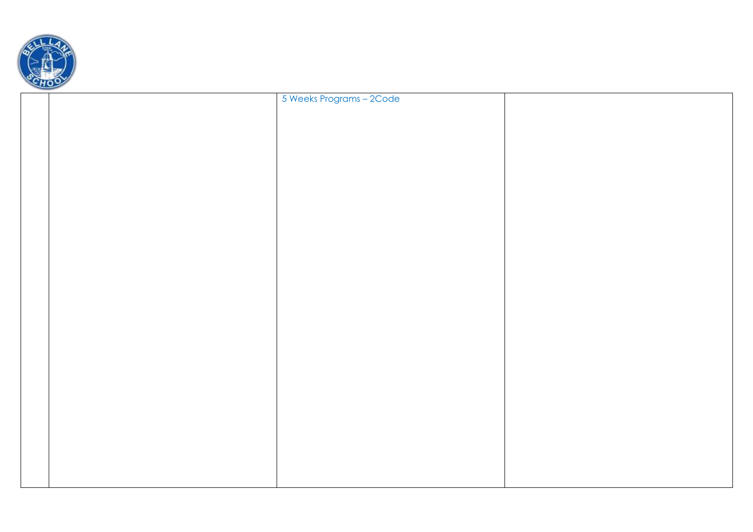|  |  | 5 Weeks Programs – 2Code |  |
|---|---|---|---|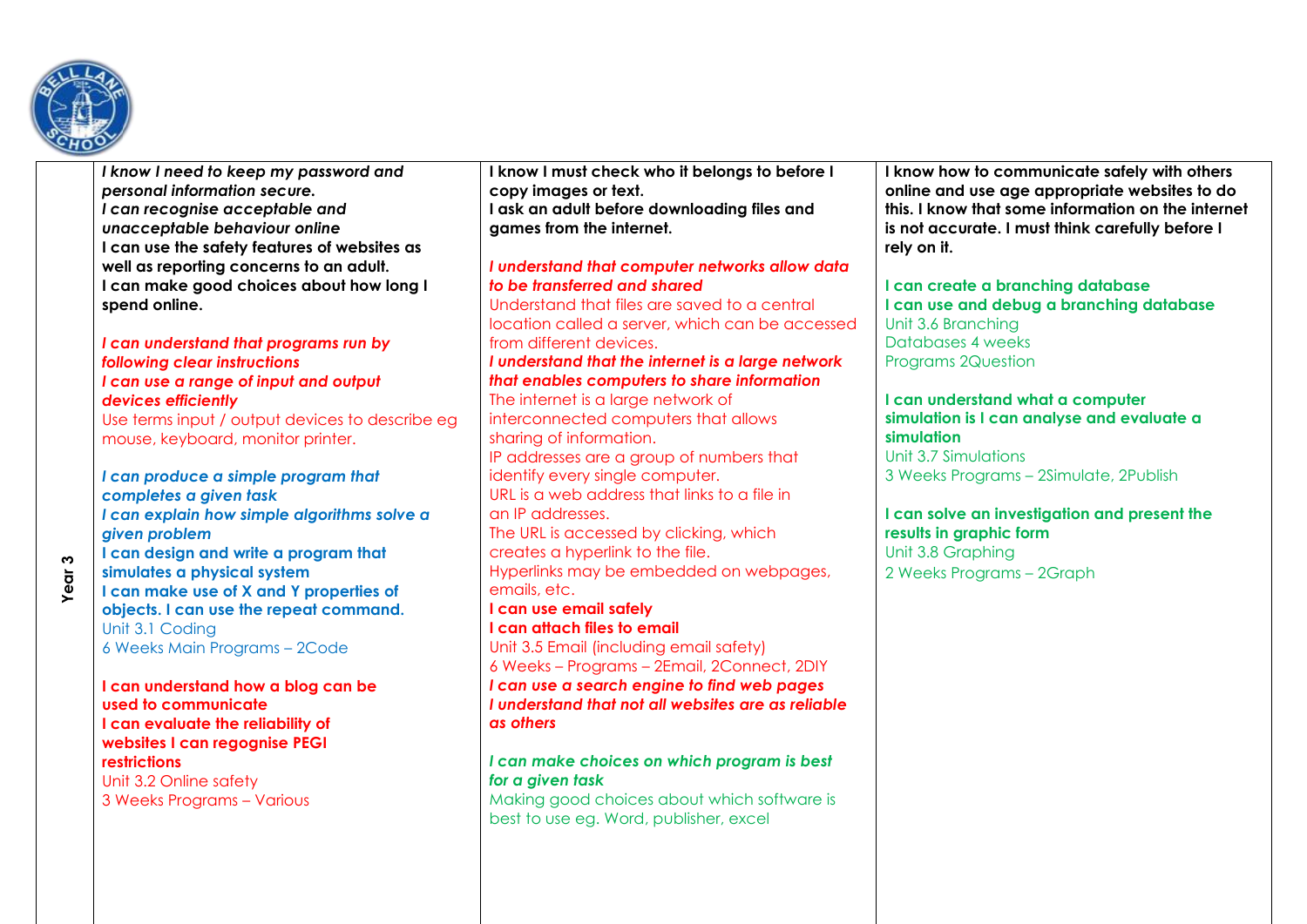| | | | |
|---|---|---|---|
| **Year 3** | ***I know I need to keep my password and personal information secure.*** <br> ***I can recognise acceptable and unacceptable behaviour online*** <br> **I can use the safety features of websites as well as reporting concerns to an adult.** <br> **I can make good choices about how long I spend online.** <br><br> ***I can understand that programs run by following clear instructions*** <br> ***I can use a range of input and output devices efficiently*** <br> Use terms input / output devices to describe eg mouse, keyboard, monitor printer. <br><br> ***I can produce a simple program that completes a given task*** <br> ***I can explain how simple algorithms solve a given problem*** <br> **I can design and write a program that simulates a physical system** <br> **I can make use of X and Y properties of objects. I can use the repeat command.** <br> Unit 3.1 Coding <br> 6 Weeks Main Programs – 2Code <br><br> **I can understand how a blog can be used to communicate** <br> **I can evaluate the reliability of websites I can regognise PEGI restrictions** <br> Unit 3.2 Online safety <br> 3 Weeks Programs – Various | **I know I must check who it belongs to before I copy images or text.** <br> **I ask an adult before downloading files and games from the internet.** <br><br> ***I understand that computer networks allow data to be transferred and shared*** <br> Understand that files are saved to a central location called a server, which can be accessed from different devices. <br> ***I understand that the internet is a large network that enables computers to share information*** <br> The internet is a large network of interconnected computers that allows sharing of information. <br> IP addresses are a group of numbers that identify every single computer. <br> URL is a web address that links to a file in an IP addresses. <br> The URL is accessed by clicking, which creates a hyperlink to the file. <br> Hyperlinks may be embedded on webpages, emails, etc. <br> **I can use email safely** <br> **I can attach files to email** <br> Unit 3.5 Email (including email safety) <br> 6 Weeks – Programs – 2Email, 2Connect, 2DIY <br> ***I can use a search engine to find web pages*** <br> ***I understand that not all websites are as reliable as others*** <br><br> ***I can make choices on which program is best for a given task*** <br> Making good choices about which software is best to use eg. Word, publisher, excel | **I know how to communicate safely with others online and use age appropriate websites to do this. I know that some information on the internet is not accurate. I must think carefully before I rely on it.** <br><br> **I can create a branching database** <br> **I can use and debug a branching database** <br> Unit 3.6 Branching <br> Databases 4 weeks <br> Programs 2Question <br><br> **I can understand what a computer simulation is I can analyse and evaluate a simulation** <br> Unit 3.7 Simulations <br> 3 Weeks Programs – 2Simulate, 2Publish <br><br> **I can solve an investigation and present the results in graphic form** <br> Unit 3.8 Graphing <br> 2 Weeks Programs – 2Graph |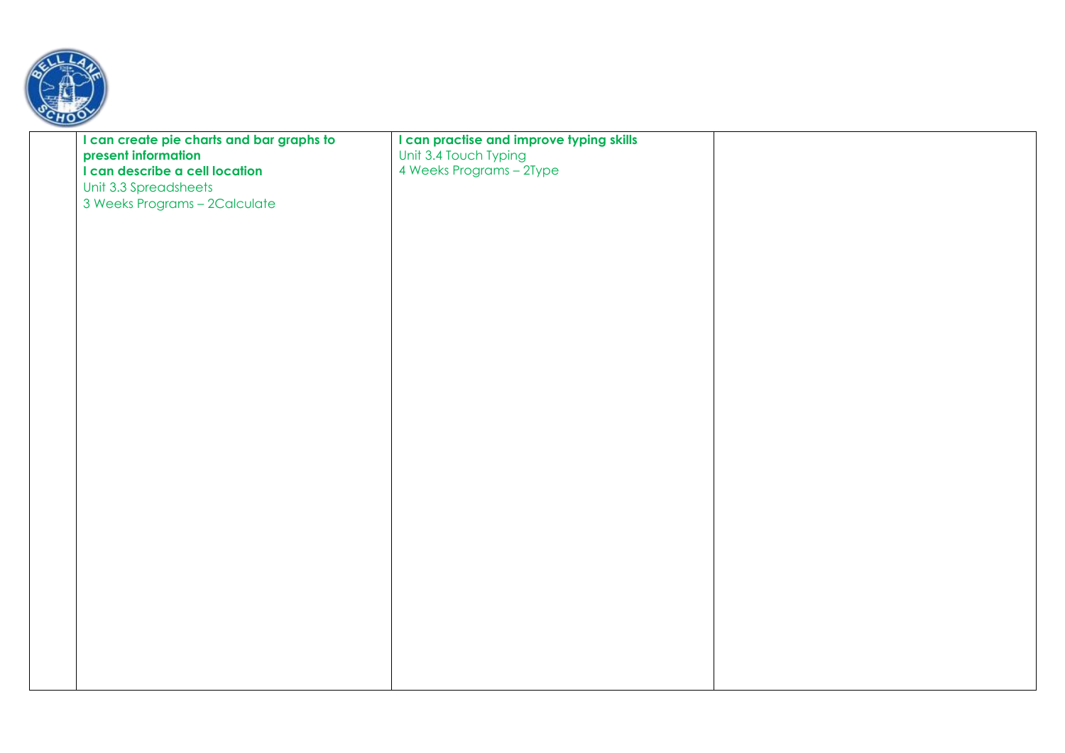| | | | |
|---|---|---|---|
| | **I can create pie charts and bar graphs to present information**<br>**I can describe a cell location**<br>Unit 3.3 Spreadsheets<br>3 Weeks Programs – 2Calculate | **I can practise and improve typing skills**<br>Unit 3.4 Touch Typing<br>4 Weeks Programs – 2Type | |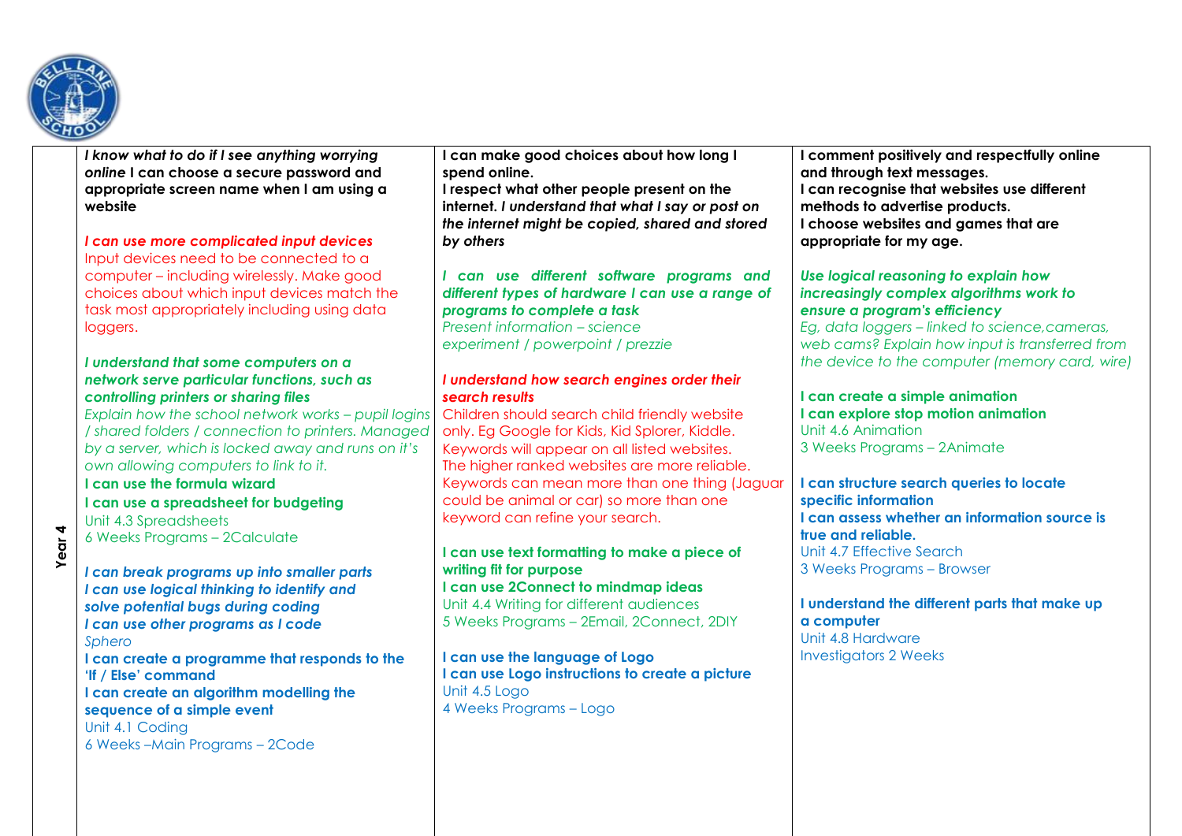| | | | |
|---|---|---|---|
| **Year 4** | ***I know what to do if I see anything worrying online*** **I can choose a secure password and appropriate screen name when I am using a website**<br><br>***I can use more complicated input devices***<br>Input devices need to be connected to a computer – including wirelessly. Make good choices about which input devices match the task most appropriately including using data loggers.<br><br>***I understand that some computers on a network serve particular functions, such as controlling printers or sharing files***<br>*Explain how the school network works – pupil logins / shared folders / connection to printers. Managed by a server, which is locked away and runs on it's own allowing computers to link to it.*<br>**I can use the formula wizard**<br>**I can use a spreadsheet for budgeting**<br>Unit 4.3 Spreadsheets<br>6 Weeks Programs – 2Calculate<br><br>***I can break programs up into smaller parts***<br>***I can use logical thinking to identify and solve potential bugs during coding***<br>***I can use other programs as I code***<br>*Sphero*<br>**I can create a programme that responds to the 'If / Else' command**<br>**I can create an algorithm modelling the sequence of a simple event**<br>Unit 4.1 Coding<br>6 Weeks –Main Programs – 2Code | **I can make good choices about how long I spend online.**<br>**I respect what other people present on the internet.** ***I understand that what I say or post on the internet might be copied, shared and stored by others***<br><br>***I can use different software programs and different types of hardware I can use a range of programs to complete a task***<br>*Present information – science experiment / powerpoint / prezzie*<br><br>***I understand how search engines order their search results***<br>Children should search child friendly website only. Eg Google for Kids, Kid Splorer, Kiddle. Keywords will appear on all listed websites. The higher ranked websites are more reliable. Keywords can mean more than one thing (Jaguar could be animal or car) so more than one keyword can refine your search.<br><br>**I can use text formatting to make a piece of writing fit for purpose**<br>**I can use 2Connect to mindmap ideas**<br>Unit 4.4 Writing for different audiences<br>5 Weeks Programs – 2Email, 2Connect, 2DIY<br><br>**I can use the language of Logo**<br>**I can use Logo instructions to create a picture**<br>Unit 4.5 Logo<br>4 Weeks Programs – Logo | **I comment positively and respectfully online and through text messages.**<br>**I can recognise that websites use different methods to advertise products.**<br>**I choose websites and games that are appropriate for my age.**<br><br>***Use logical reasoning to explain how increasingly complex algorithms work to ensure a program's efficiency***<br>*Eg, data loggers – linked to science,cameras, web cams? Explain how input is transferred from the device to the computer (memory card, wire)*<br><br>**I can create a simple animation**<br>**I can explore stop motion animation**<br>Unit 4.6 Animation<br>3 Weeks Programs – 2Animate<br><br>**I can structure search queries to locate specific information**<br>**I can assess whether an information source is true and reliable.**<br>Unit 4.7 Effective Search<br>3 Weeks Programs – Browser<br><br>**I understand the different parts that make up a computer**<br>Unit 4.8 Hardware<br>Investigators 2 Weeks |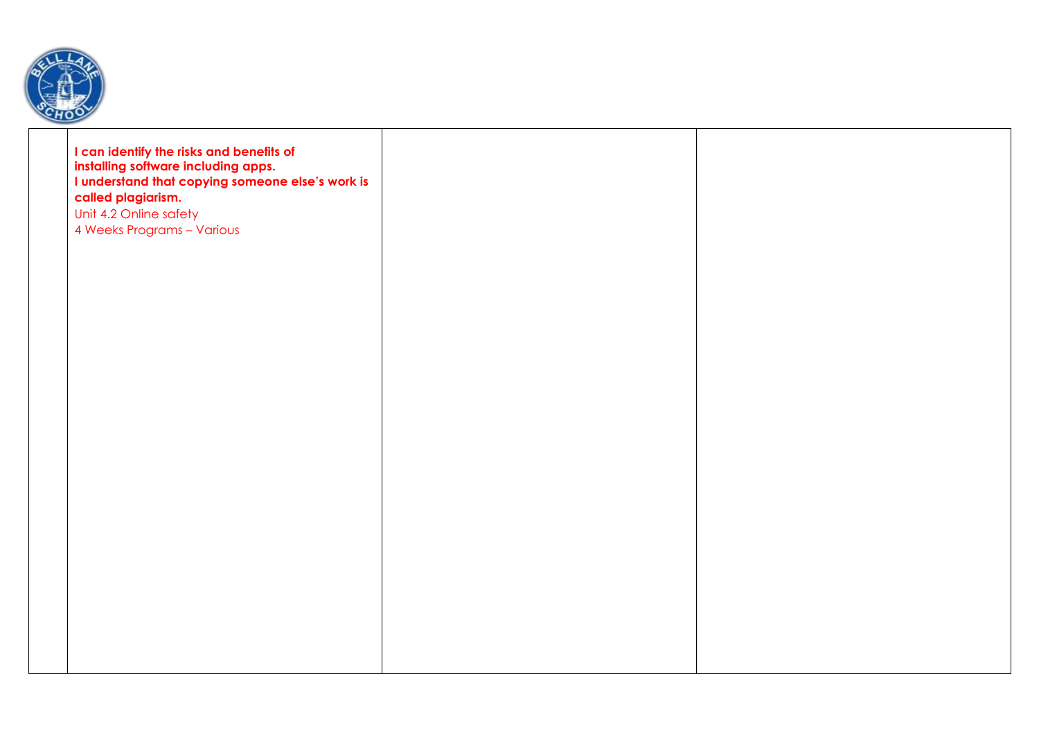|  |  |  |  |
|---|---|---|---|
|  | **I can identify the risks and benefits of installing software including apps.**<br>**I understand that copying someone else's work is called plagiarism.**<br>Unit 4.2 Online safety<br>4 Weeks Programs – Various |  |  |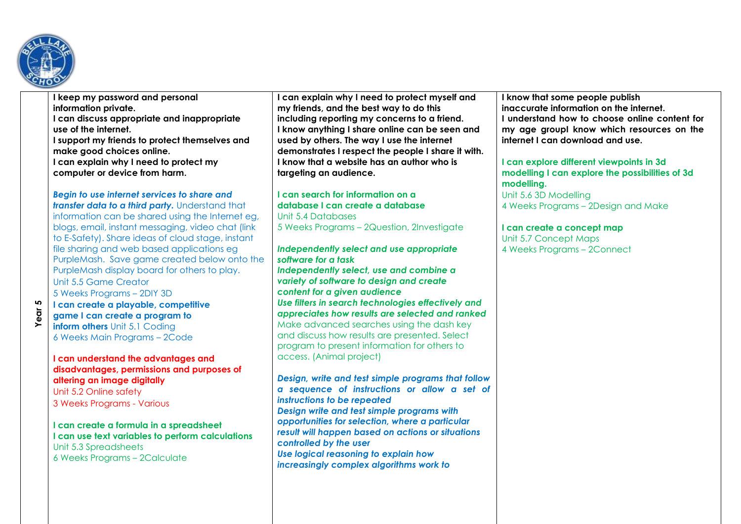| | | | |
|---|---|---|---|
| **Year 5** | **I keep my password and personal information private.**<br>**I can discuss appropriate and inappropriate use of the internet.**<br>**I support my friends to protect themselves and make good choices online.**<br>**I can explain why I need to protect my computer or device from harm.**<br><br>***Begin to use internet services to share and transfer data to a third party.*** Understand that information can be shared using the Internet eg, blogs, email, instant messaging, video chat (link to E-Safety). Share ideas of cloud stage, instant file sharing and web based applications eg PurpleMash. Save game created below onto the PurpleMash display board for others to play.<br>Unit 5.5 Game Creator<br>5 Weeks Programs – 2DIY 3D<br>**I can create a playable, competitive game I can create a program to inform others** Unit 5.1 Coding<br>6 Weeks Main Programs – 2Code<br><br>**I can understand the advantages and disadvantages, permissions and purposes of altering an image digitally**<br>Unit 5.2 Online safety<br>3 Weeks Programs - Various<br><br>**I can create a formula in a spreadsheet**<br>**I can use text variables to perform calculations**<br>Unit 5.3 Spreadsheets<br>6 Weeks Programs – 2Calculate | **I can explain why I need to protect myself and my friends, and the best way to do this including reporting my concerns to a friend.**<br>**I know anything I share online can be seen and used by others. The way I use the internet demonstrates I respect the people I share it with.**<br>**I know that a website has an author who is targeting an audience.**<br><br>**I can search for information on a database I can create a database**<br>Unit 5.4 Databases<br>5 Weeks Programs – 2Question, 2Investigate<br><br>***Independently select and use appropriate software for a task***<br>***Independently select, use and combine a variety of software to design and create content for a given audience***<br>***Use filters in search technologies effectively and appreciates how results are selected and ranked***<br>Make advanced searches using the dash key and discuss how results are presented. Select program to present information for others to access. (Animal project)<br><br>***Design, write and test simple programs that follow a sequence of instructions or allow a set of instructions to be repeated***<br>***Design write and test simple programs with opportunities for selection, where a particular result will happen based on actions or situations controlled by the user***<br>***Use logical reasoning to explain how increasingly complex algorithms work to*** | **I know that some people publish inaccurate information on the internet.**<br>**I understand how to choose online content for my age groupI know which resources on the internet I can download and use.**<br><br>**I can explore different viewpoints in 3d modelling I can explore the possibilities of 3d modelling.**<br>Unit 5.6 3D Modelling<br>4 Weeks Programs – 2Design and Make<br><br>**I can create a concept map**<br>Unit 5.7 Concept Maps<br>4 Weeks Programs – 2Connect |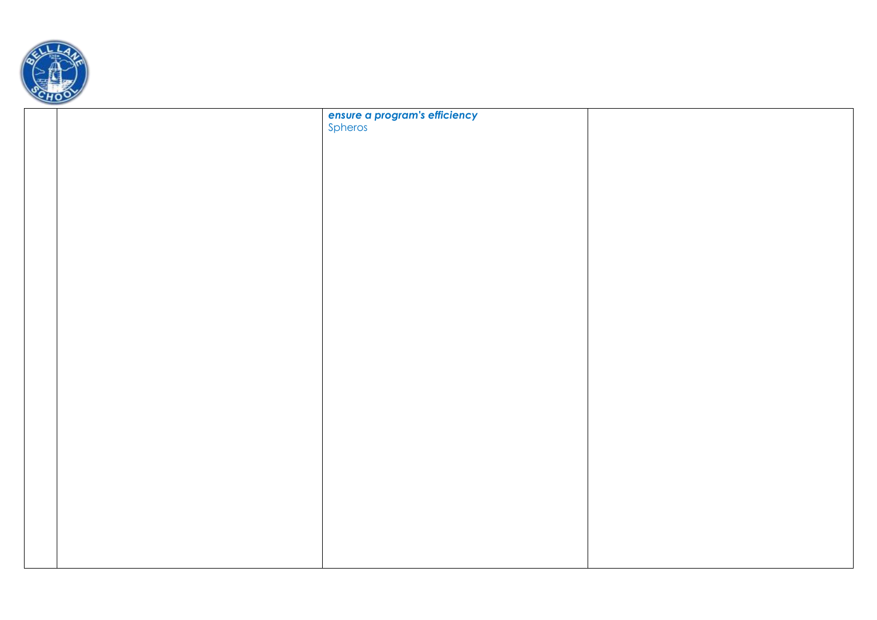|  |  | ***ensure a program's efficiency***<br>Spheros |  |
|---|---|---|---|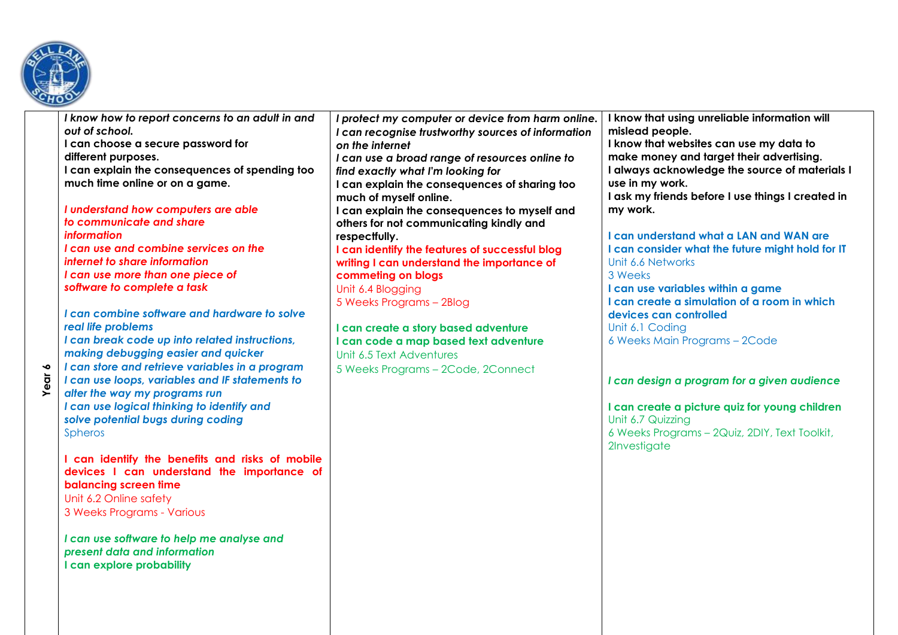| | | | |
|---|---|---|---|
| **Year 6** | ***I know how to report concerns to an adult in and out of school.***<br>**I can choose a secure password for different purposes.**<br>**I can explain the consequences of spending too much time online or on a game.**<br><br>***I understand how computers are able to communicate and share information***<br>***I can use and combine services on the internet to share information***<br>***I can use more than one piece of software to complete a task***<br><br>***I can combine software and hardware to solve real life problems***<br>***I can break code up into related instructions, making debugging easier and quicker***<br>***I can store and retrieve variables in a program***<br>***I can use loops, variables and IF statements to alter the way my programs run***<br>***I can use logical thinking to identify and solve potential bugs during coding***<br>Spheros<br><br>**I can identify the benefits and risks of mobile devices I can understand the importance of balancing screen time**<br>Unit 6.2 Online safety<br>3 Weeks Programs - Various<br><br>***I can use software to help me analyse and present data and information***<br>**I can explore probability** | ***I protect my computer or device from harm online.***<br>***I can recognise trustworthy sources of information on the internet***<br>***I can use a broad range of resources online to find exactly what I'm looking for***<br>**I can explain the consequences of sharing too much of myself online.**<br>**I can explain the consequences to myself and others for not communicating kindly and respectfully.**<br>**I can identify the features of successful blog writing I can understand the importance of commeting on blogs**<br>Unit 6.4 Blogging<br>5 Weeks Programs – 2Blog<br><br>**I can create a story based adventure**<br>**I can code a map based text adventure**<br>Unit 6.5 Text Adventures<br>5 Weeks Programs – 2Code, 2Connect | **I know that using unreliable information will mislead people.**<br>**I know that websites can use my data to make money and target their advertising.**<br>**I always acknowledge the source of materials I use in my work.**<br>**I ask my friends before I use things I created in my work.**<br><br>**I can understand what a LAN and WAN are**<br>**I can consider what the future might hold for IT**<br>Unit 6.6 Networks<br>3 Weeks<br>**I can use variables within a game**<br>**I can create a simulation of a room in which devices can controlled**<br>Unit 6.1 Coding<br>6 Weeks Main Programs – 2Code<br><br>***I can design a program for a given audience***<br><br>**I can create a picture quiz for young children**<br>Unit 6.7 Quizzing<br>6 Weeks Programs – 2Quiz, 2DIY, Text Toolkit, 2Investigate |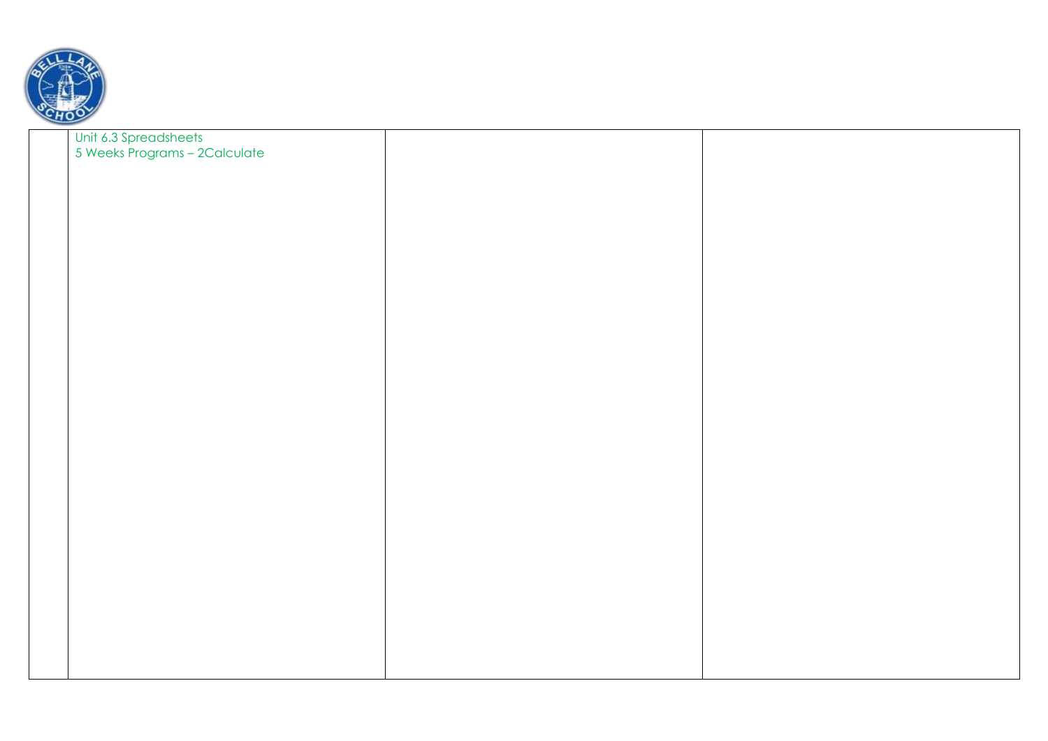|  | Unit 6.3 Spreadsheets<br>5 Weeks Programs – 2Calculate |  |  |
| --- | --- | --- | --- |